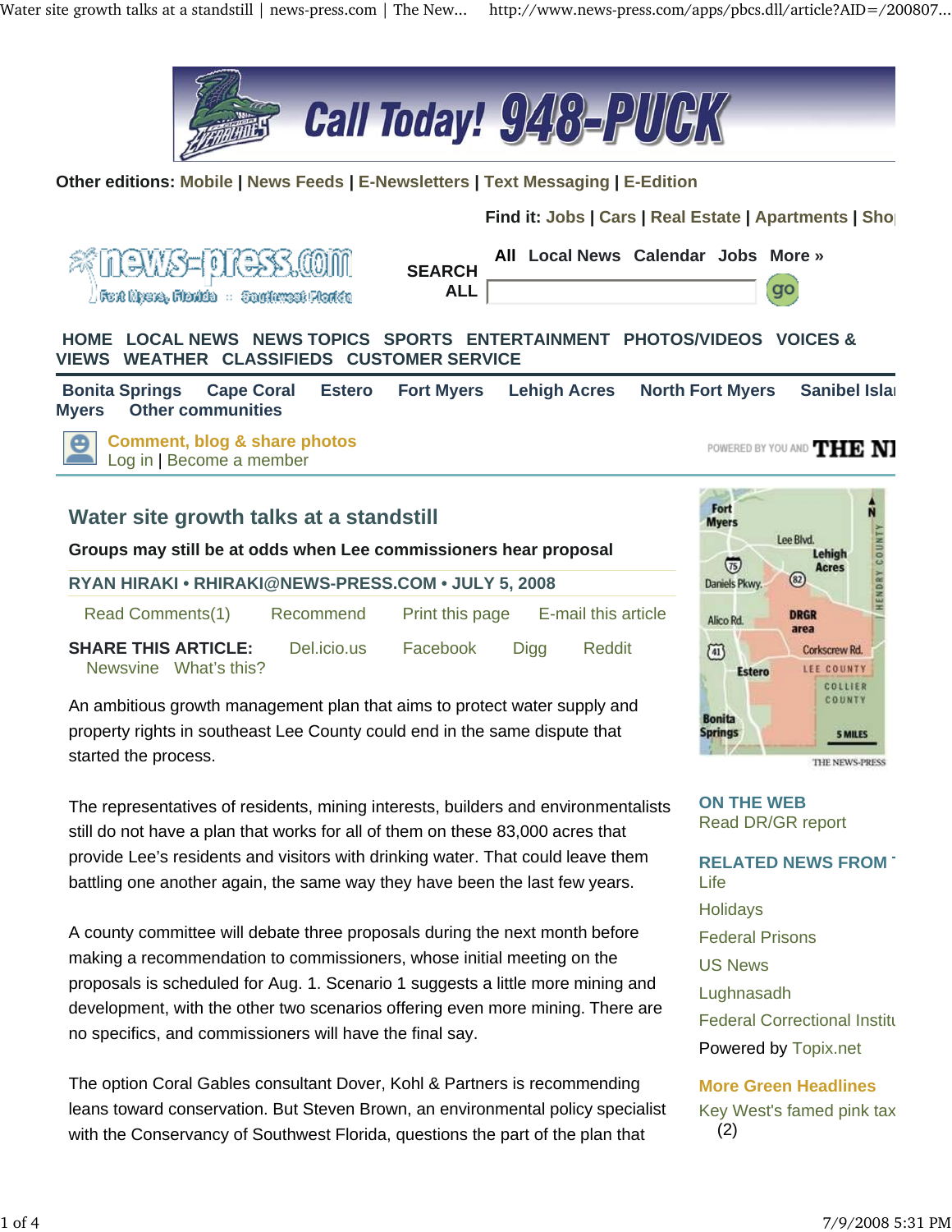Call Today! 948-PUCK

Other editions: Mobile | News Feeds | E-Newsletters | Text Messaging | E-Edition

Find it: Jobs | Cars | Real Estate | Apartments | Sho

news-press.com Fort Myers, Florida :: Southwest Florida

SEARCH ALL    All  Local News  Calendar  Jobs  More »    go

HOME  LOCAL NEWS  NEWS TOPICS  SPORTS  ENTERTAINMENT  PHOTOS/VIDEOS  VOICES & VIEWS  WEATHER  CLASSIFIEDS  CUSTOMER SERVICE

Bonita Springs  Cape Coral  Estero  Fort Myers  Lehigh Acres  North Fort Myers  Sanibel Isla Myers  Other communities

Comment, blog & share photos
Log in | Become a member

POWERED BY YOU AND THE NI

# Water site growth talks at a standstill

**Groups may still be at odds when Lee commissioners hear proposal**

RYAN HIRAKI • RHIRAKI@NEWS-PRESS.COM • JULY 5, 2008

Read Comments(1)  Recommend  Print this page  E-mail this article

**SHARE THIS ARTICLE:** Del.icio.us  Facebook  Digg  Reddit  Newsvine  What's this?

An ambitious growth management plan that aims to protect water supply and property rights in southeast Lee County could end in the same dispute that started the process.

The representatives of residents, mining interests, builders and environmentalists still do not have a plan that works for all of them on these 83,000 acres that provide Lee's residents and visitors with drinking water. That could leave them battling one another again, the same way they have been the last few years.

A county committee will debate three proposals during the next month before making a recommendation to commissioners, whose initial meeting on the proposals is scheduled for Aug. 1. Scenario 1 suggests a little more mining and development, with the other two scenarios offering even more mining. There are no specifics, and commissioners will have the final say.

The option Coral Gables consultant Dover, Kohl & Partners is recommending leans toward conservation. But Steven Brown, an environmental policy specialist with the Conservancy of Southwest Florida, questions the part of the plan that

Fort Myers
N
Lee Blvd.
Lehigh Acres
75
Daniels Pkwy.
82
HENDRY COUNTY
Alico Rd.
DRGR area
41
Corkscrew Rd.
Estero
LEE COUNTY
COLLIER COUNTY
Bonita Springs
5 MILES
THE NEWS-PRESS

**ON THE WEB**
Read DR/GR report

**RELATED NEWS FROM T**
Life
Holidays
Federal Prisons
US News
Lughnasadh
Federal Correctional Institu
Powered by Topix.net

**More Green Headlines**
Key West's famed pink tax (2)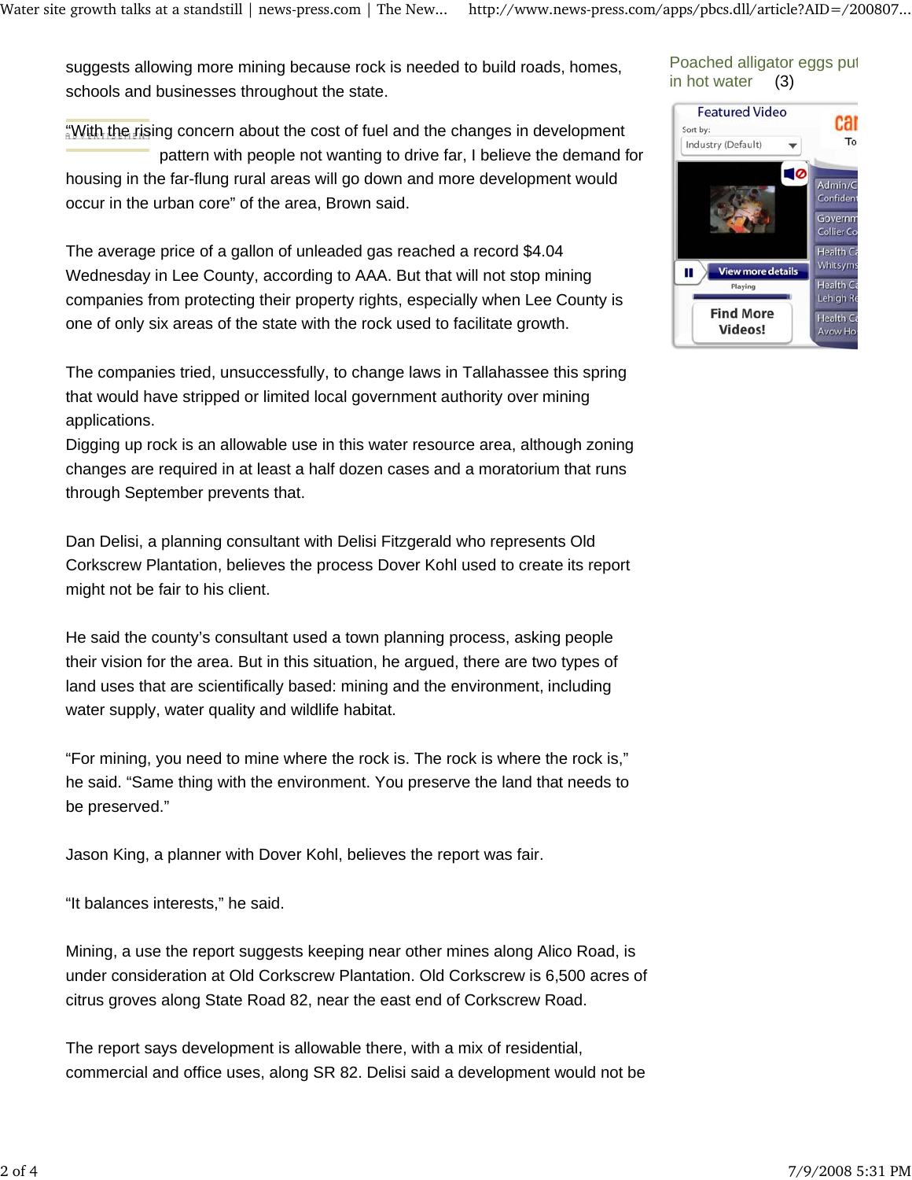suggests allowing more mining because rock is needed to build roads, homes, schools and businesses throughout the state.

"With the rising concern about the cost of fuel and the changes in development pattern with people not wanting to drive far, I believe the demand for housing in the far-flung rural areas will go down and more development would occur in the urban core" of the area, Brown said.

The average price of a gallon of unleaded gas reached a record $4.04 Wednesday in Lee County, according to AAA. But that will not stop mining companies from protecting their property rights, especially when Lee County is one of only six areas of the state with the rock used to facilitate growth.

The companies tried, unsuccessfully, to change laws in Tallahassee this spring that would have stripped or limited local government authority over mining applications.

Digging up rock is an allowable use in this water resource area, although zoning changes are required in at least a half dozen cases and a moratorium that runs through September prevents that.

Dan Delisi, a planning consultant with Delisi Fitzgerald who represents Old Corkscrew Plantation, believes the process Dover Kohl used to create its report might not be fair to his client.

He said the county's consultant used a town planning process, asking people their vision for the area. But in this situation, he argued, there are two types of land uses that are scientifically based: mining and the environment, including water supply, water quality and wildlife habitat.

"For mining, you need to mine where the rock is. The rock is where the rock is," he said. "Same thing with the environment. You preserve the land that needs to be preserved."

Jason King, a planner with Dover Kohl, believes the report was fair.

"It balances interests," he said.

Mining, a use the report suggests keeping near other mines along Alico Road, is under consideration at Old Corkscrew Plantation. Old Corkscrew is 6,500 acres of citrus groves along State Road 82, near the east end of Corkscrew Road.

The report says development is allowable there, with a mix of residential, commercial and office uses, along SR 82. Delisi said a development would not be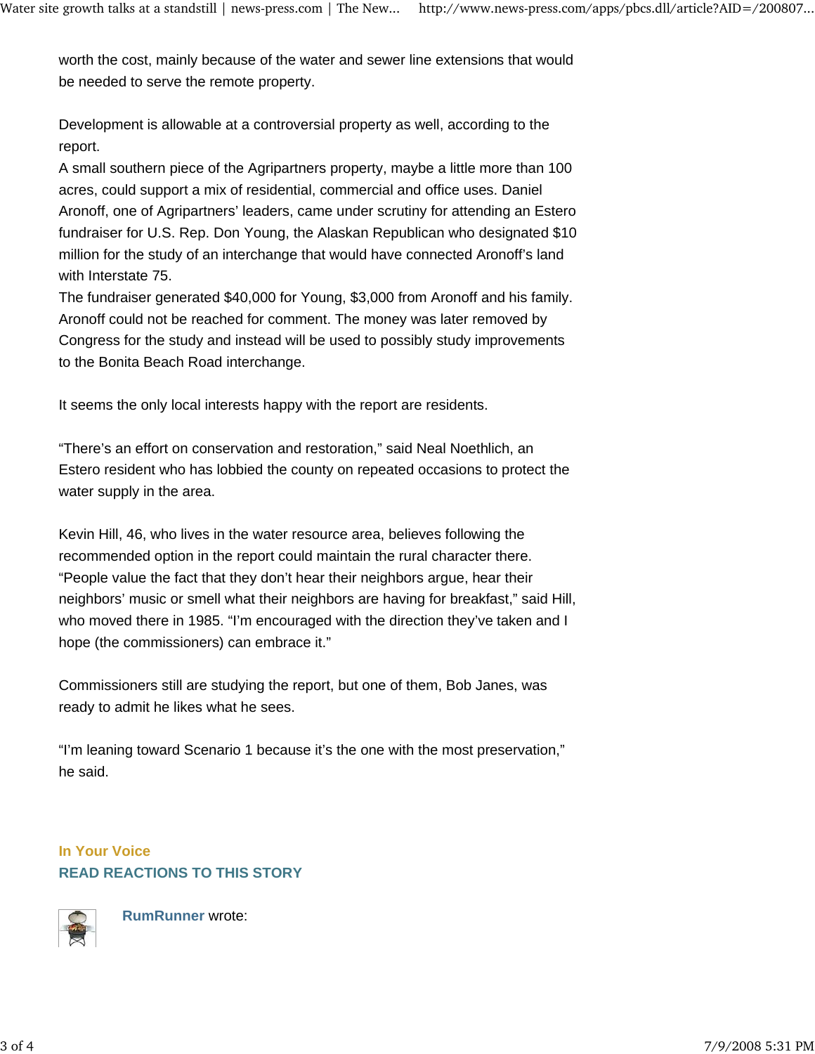worth the cost, mainly because of the water and sewer line extensions that would be needed to serve the remote property.

Development is allowable at a controversial property as well, according to the report.
A small southern piece of the Agripartners property, maybe a little more than 100 acres, could support a mix of residential, commercial and office uses. Daniel Aronoff, one of Agripartners' leaders, came under scrutiny for attending an Estero fundraiser for U.S. Rep. Don Young, the Alaskan Republican who designated $10 million for the study of an interchange that would have connected Aronoff's land with Interstate 75.
The fundraiser generated $40,000 for Young, $3,000 from Aronoff and his family. Aronoff could not be reached for comment. The money was later removed by Congress for the study and instead will be used to possibly study improvements to the Bonita Beach Road interchange.

It seems the only local interests happy with the report are residents.

"There's an effort on conservation and restoration," said Neal Noethlich, an Estero resident who has lobbied the county on repeated occasions to protect the water supply in the area.

Kevin Hill, 46, who lives in the water resource area, believes following the recommended option in the report could maintain the rural character there. "People value the fact that they don't hear their neighbors argue, hear their neighbors' music or smell what their neighbors are having for breakfast," said Hill, who moved there in 1985. "I'm encouraged with the direction they've taken and I hope (the commissioners) can embrace it."

Commissioners still are studying the report, but one of them, Bob Janes, was ready to admit he likes what he sees.

"I'm leaning toward Scenario 1 because it's the one with the most preservation," he said.

**In Your Voice**

**READ REACTIONS TO THIS STORY**

**RumRunner** wrote: